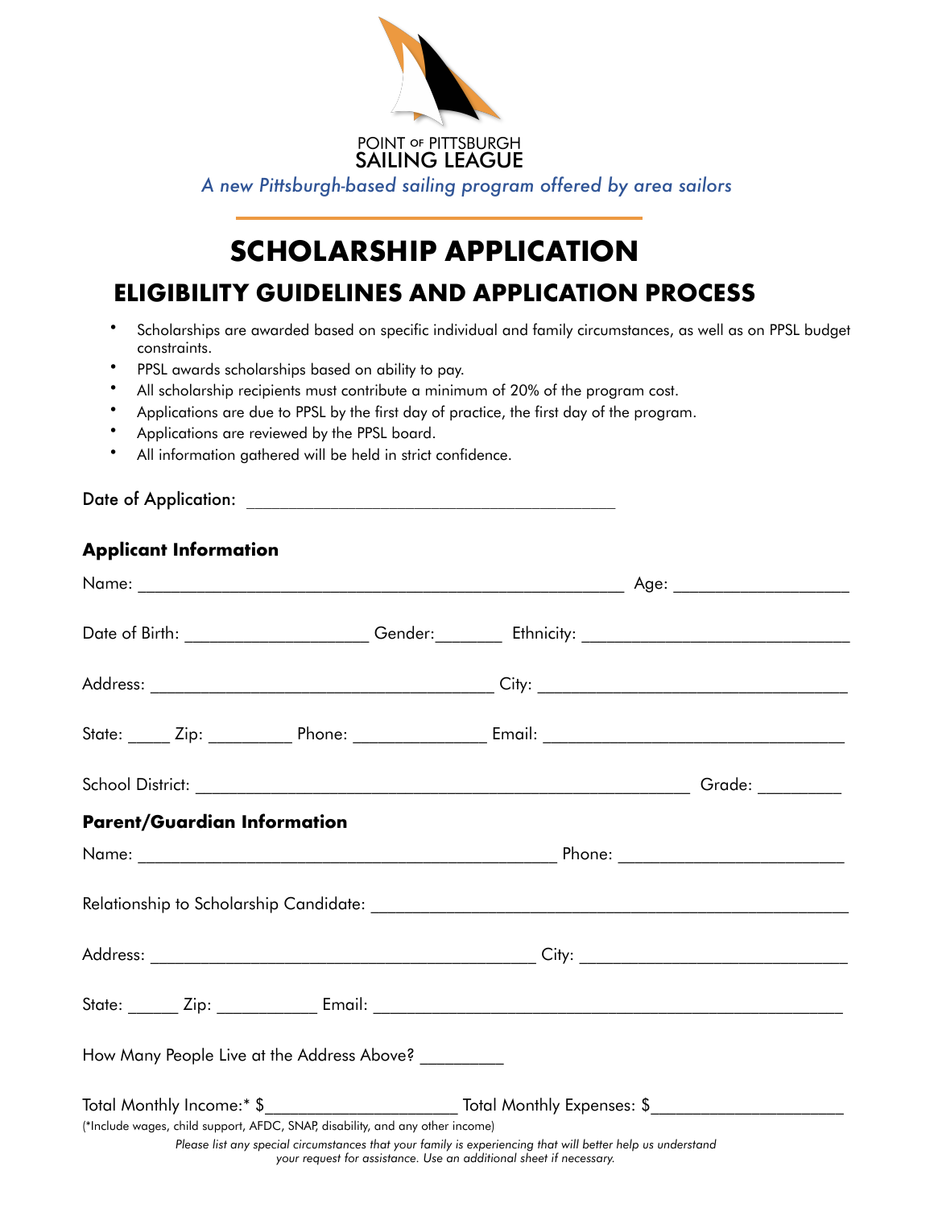POINT OF PITTSBURGH
SAILING LEAGUE

*A new Pittsburgh-based sailing program offered by area sailors*

# SCHOLARSHIP APPLICATION

## ELIGIBILITY GUIDELINES AND APPLICATION PROCESS

- Scholarships are awarded based on specific individual and family circumstances, as well as on PPSL budget constraints.
- PPSL awards scholarships based on ability to pay.
- All scholarship recipients must contribute a minimum of 20% of the program cost.
- Applications are due to PPSL by the first day of practice, the first day of the program.
- Applications are reviewed by the PPSL board.
- All information gathered will be held in strict confidence.

Date of Application: ___________________________________________

### Applicant Information

Name: ________________________________________________________ Age: ___________________

Date of Birth: ____________________ Gender:________ Ethnicity: _____________________________

Address: ______________________________________ City: __________________________________

State: _____ Zip: _________ Phone: ______________ Email: ________________________________

School District: _______________________________________________________ Grade: _________

### Parent/Guardian Information

Name: ______________________________________________ Phone: ________________________

Relationship to Scholarship Candidate: _____________________________________________________

Address: ___________________________________________ City: ______________________________

State: ______ Zip: ___________ Email: _______________________________________________________

How Many People Live at the Address Above? _________

Total Monthly Income:* $_____________________ Total Monthly Expenses: $_____________________

(*Include wages, child support, AFDC, SNAP, disability, and any other income)

*Please list any special circumstances that your family is experiencing that will better help us understand your request for assistance. Use an additional sheet if necessary.*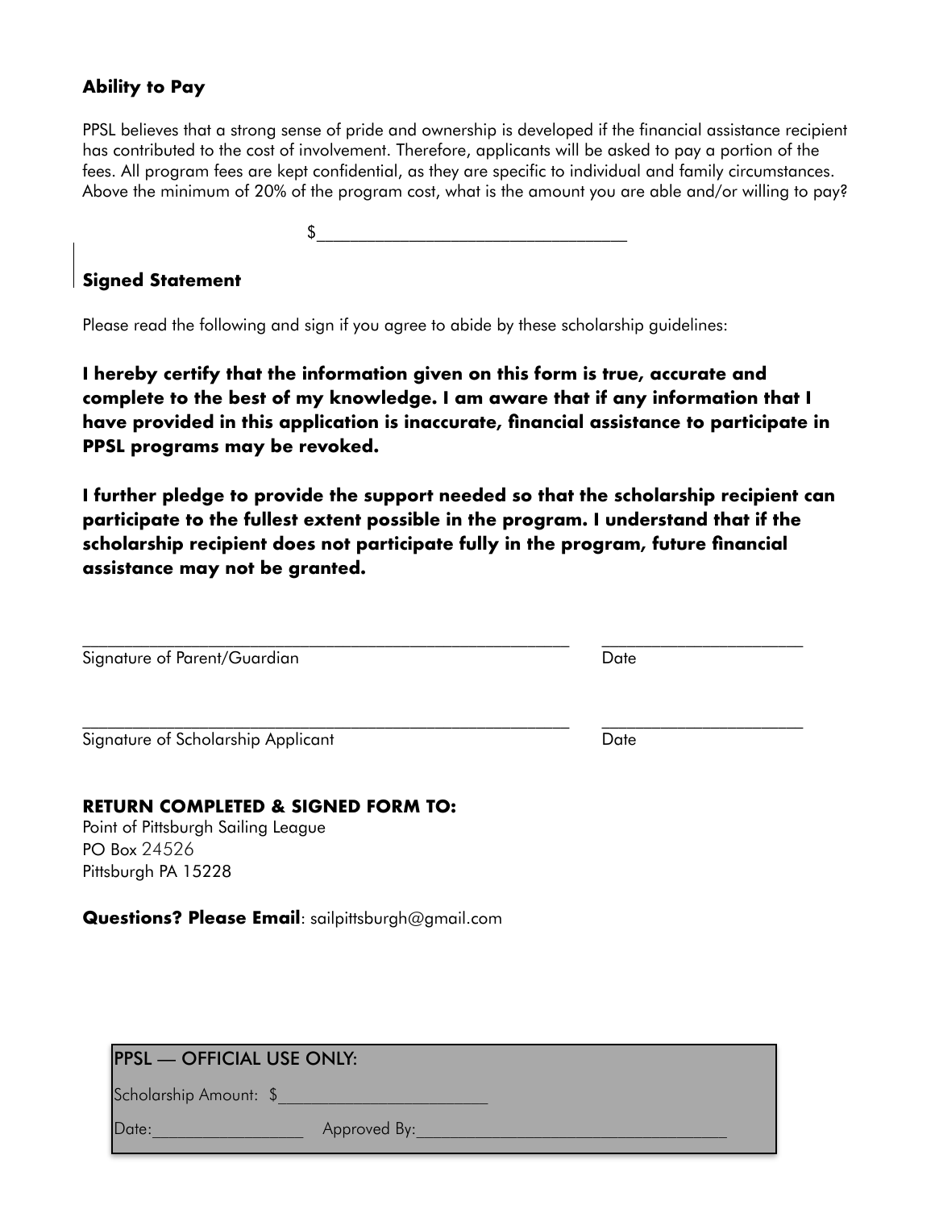**Ability to Pay**

PPSL believes that a strong sense of pride and ownership is developed if the financial assistance recipient has contributed to the cost of involvement. Therefore, applicants will be asked to pay a portion of the fees. All program fees are kept confidential, as they are specific to individual and family circumstances. Above the minimum of 20% of the program cost, what is the amount you are able and/or willing to pay?

$___________________________________

**Signed Statement**

Please read the following and sign if you agree to abide by these scholarship guidelines:

**I hereby certify that the information given on this form is true, accurate and complete to the best of my knowledge. I am aware that if any information that I have provided in this application is inaccurate, financial assistance to participate in PPSL programs may be revoked.**

**I further pledge to provide the support needed so that the scholarship recipient can participate to the fullest extent possible in the program. I understand that if the scholarship recipient does not participate fully in the program, future financial assistance may not be granted.**

_______________________________________________________ ______________________

Signature of Parent/Guardian Date

_______________________________________________________ ______________________

Signature of Scholarship Applicant Date

**RETURN COMPLETED & SIGNED FORM TO:**

Point of Pittsburgh Sailing League
PO Box 24526
Pittsburgh PA 15228

**Questions? Please Email**: sailpittsburgh@gmail.com

PPSL — OFFICIAL USE ONLY:

Scholarship Amount: $________________________

Date:_________________ Approved By:___________________________________